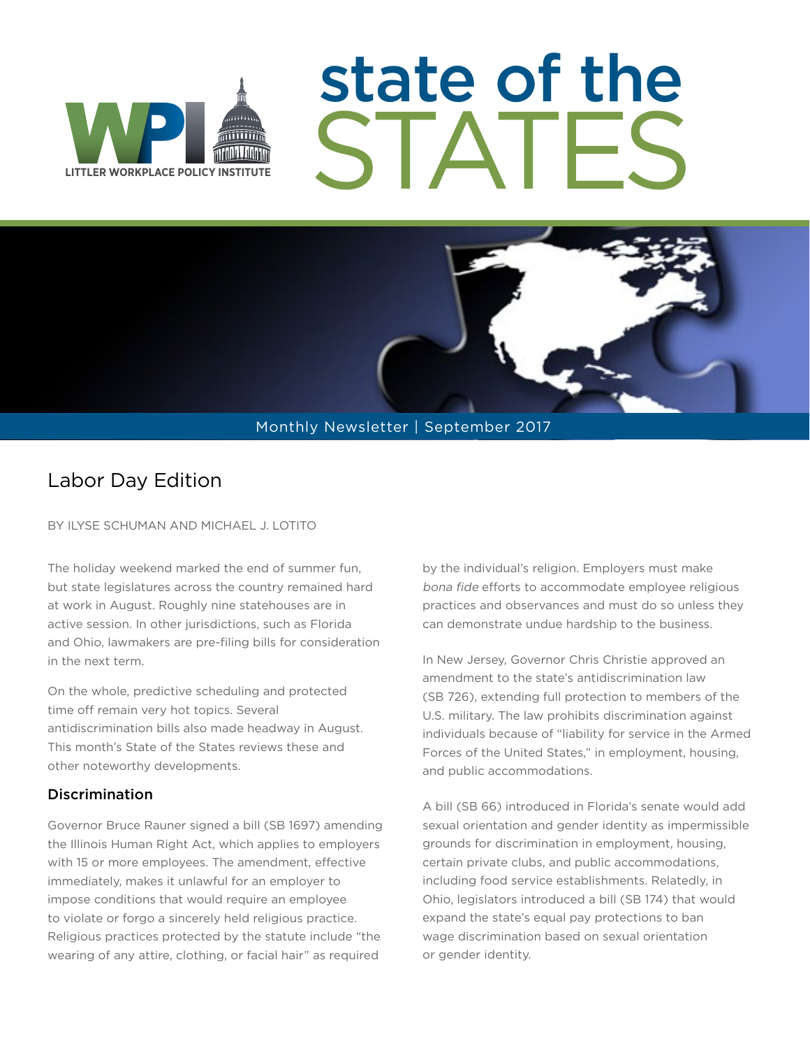LITTLER WORKPLACE POLICY INSTITUTE

# state of the STATES

Monthly Newsletter | September 2017

## Labor Day Edition

BY ILYSE SCHUMAN AND MICHAEL J. LOTITO

The holiday weekend marked the end of summer fun, but state legislatures across the country remained hard at work in August. Roughly nine statehouses are in active session. In other jurisdictions, such as Florida and Ohio, lawmakers are pre-filing bills for consideration in the next term.

On the whole, predictive scheduling and protected time off remain very hot topics. Several antidiscrimination bills also made headway in August. This month's State of the States reviews these and other noteworthy developments.

### Discrimination

Governor Bruce Rauner signed a bill (SB 1697) amending the Illinois Human Right Act, which applies to employers with 15 or more employees. The amendment, effective immediately, makes it unlawful for an employer to impose conditions that would require an employee to violate or forgo a sincerely held religious practice. Religious practices protected by the statute include "the wearing of any attire, clothing, or facial hair" as required by the individual's religion. Employers must make *bona fide* efforts to accommodate employee religious practices and observances and must do so unless they can demonstrate undue hardship to the business.

In New Jersey, Governor Chris Christie approved an amendment to the state's antidiscrimination law (SB 726), extending full protection to members of the U.S. military. The law prohibits discrimination against individuals because of "liability for service in the Armed Forces of the United States," in employment, housing, and public accommodations.

A bill (SB 66) introduced in Florida's senate would add sexual orientation and gender identity as impermissible grounds for discrimination in employment, housing, certain private clubs, and public accommodations, including food service establishments. Relatedly, in Ohio, legislators introduced a bill (SB 174) that would expand the state's equal pay protections to ban wage discrimination based on sexual orientation or gender identity.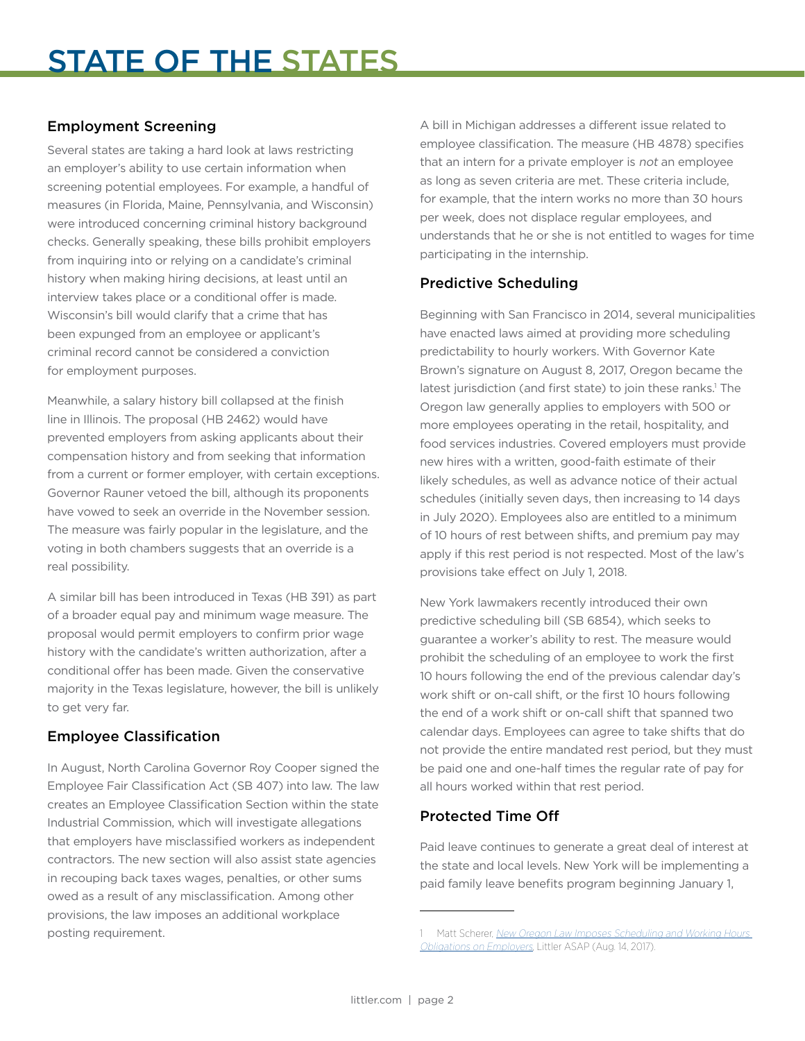# STATE OF THE STATES

## Employment Screening

Several states are taking a hard look at laws restricting an employer's ability to use certain information when screening potential employees. For example, a handful of measures (in Florida, Maine, Pennsylvania, and Wisconsin) were introduced concerning criminal history background checks. Generally speaking, these bills prohibit employers from inquiring into or relying on a candidate's criminal history when making hiring decisions, at least until an interview takes place or a conditional offer is made. Wisconsin's bill would clarify that a crime that has been expunged from an employee or applicant's criminal record cannot be considered a conviction for employment purposes.

Meanwhile, a salary history bill collapsed at the finish line in Illinois. The proposal (HB 2462) would have prevented employers from asking applicants about their compensation history and from seeking that information from a current or former employer, with certain exceptions. Governor Rauner vetoed the bill, although its proponents have vowed to seek an override in the November session. The measure was fairly popular in the legislature, and the voting in both chambers suggests that an override is a real possibility.

A similar bill has been introduced in Texas (HB 391) as part of a broader equal pay and minimum wage measure. The proposal would permit employers to confirm prior wage history with the candidate's written authorization, after a conditional offer has been made. Given the conservative majority in the Texas legislature, however, the bill is unlikely to get very far.

## Employee Classification

In August, North Carolina Governor Roy Cooper signed the Employee Fair Classification Act (SB 407) into law. The law creates an Employee Classification Section within the state Industrial Commission, which will investigate allegations that employers have misclassified workers as independent contractors. The new section will also assist state agencies in recouping back taxes wages, penalties, or other sums owed as a result of any misclassification. Among other provisions, the law imposes an additional workplace posting requirement.

A bill in Michigan addresses a different issue related to employee classification. The measure (HB 4878) specifies that an intern for a private employer is *not* an employee as long as seven criteria are met. These criteria include, for example, that the intern works no more than 30 hours per week, does not displace regular employees, and understands that he or she is not entitled to wages for time participating in the internship.

## Predictive Scheduling

Beginning with San Francisco in 2014, several municipalities have enacted laws aimed at providing more scheduling predictability to hourly workers. With Governor Kate Brown's signature on August 8, 2017, Oregon became the latest jurisdiction (and first state) to join these ranks.[1] The Oregon law generally applies to employers with 500 or more employees operating in the retail, hospitality, and food services industries. Covered employers must provide new hires with a written, good-faith estimate of their likely schedules, as well as advance notice of their actual schedules (initially seven days, then increasing to 14 days in July 2020). Employees also are entitled to a minimum of 10 hours of rest between shifts, and premium pay may apply if this rest period is not respected. Most of the law's provisions take effect on July 1, 2018.

New York lawmakers recently introduced their own predictive scheduling bill (SB 6854), which seeks to guarantee a worker's ability to rest. The measure would prohibit the scheduling of an employee to work the first 10 hours following the end of the previous calendar day's work shift or on-call shift, or the first 10 hours following the end of a work shift or on-call shift that spanned two calendar days. Employees can agree to take shifts that do not provide the entire mandated rest period, but they must be paid one and one-half times the regular rate of pay for all hours worked within that rest period.

## Protected Time Off

Paid leave continues to generate a great deal of interest at the state and local levels. New York will be implementing a paid family leave benefits program beginning January 1,

---

1 Matt Scherer, *New Oregon Law Imposes Scheduling and Working Hours Obligations on Employers*, Littler ASAP (Aug. 14, 2017).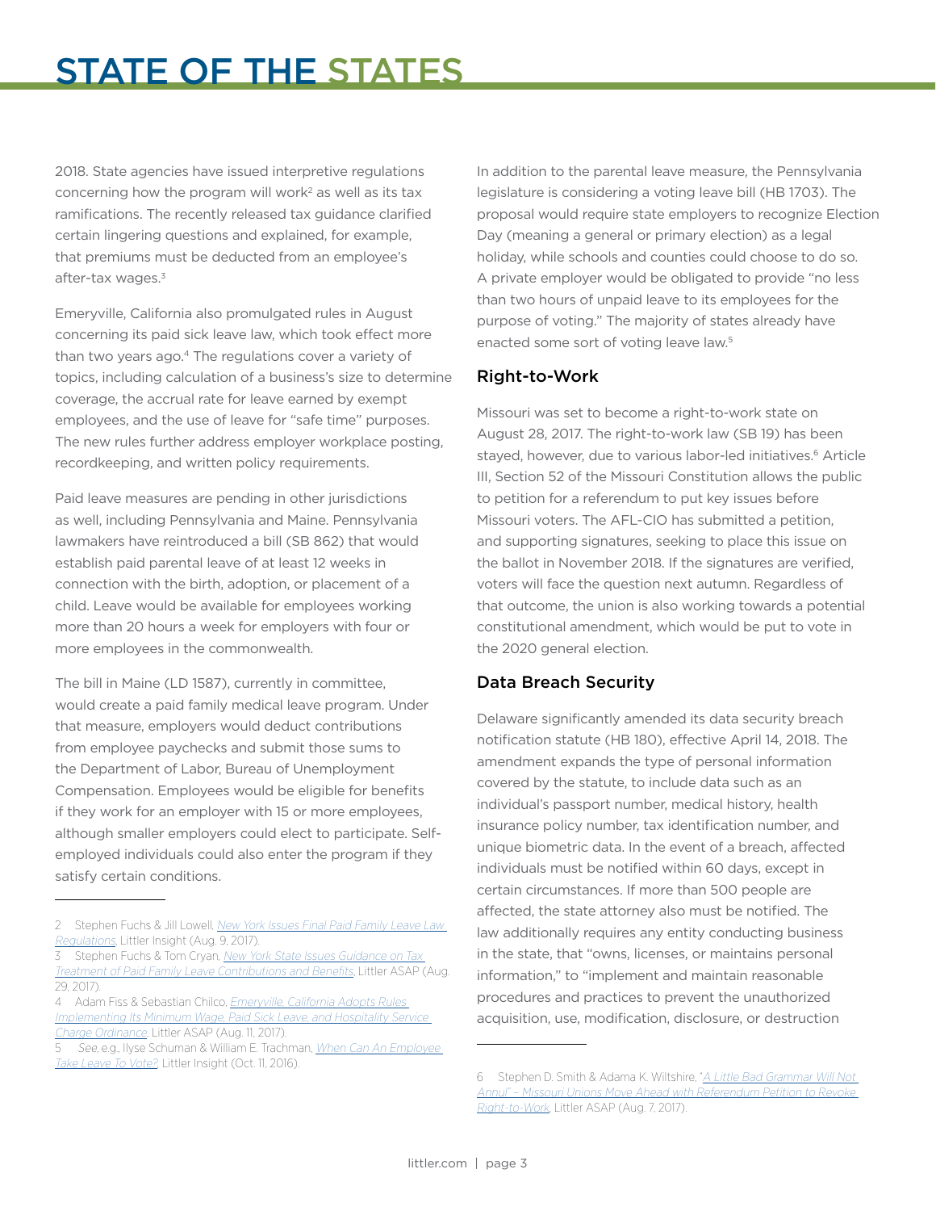2018. State agencies have issued interpretive regulations concerning how the program will work[2] as well as its tax ramifications. The recently released tax guidance clarified certain lingering questions and explained, for example, that premiums must be deducted from an employee's after-tax wages.[3]

Emeryville, California also promulgated rules in August concerning its paid sick leave law, which took effect more than two years ago.[4] The regulations cover a variety of topics, including calculation of a business's size to determine coverage, the accrual rate for leave earned by exempt employees, and the use of leave for "safe time" purposes. The new rules further address employer workplace posting, recordkeeping, and written policy requirements.

Paid leave measures are pending in other jurisdictions as well, including Pennsylvania and Maine. Pennsylvania lawmakers have reintroduced a bill (SB 862) that would establish paid parental leave of at least 12 weeks in connection with the birth, adoption, or placement of a child. Leave would be available for employees working more than 20 hours a week for employers with four or more employees in the commonwealth.

The bill in Maine (LD 1587), currently in committee, would create a paid family medical leave program. Under that measure, employers would deduct contributions from employee paychecks and submit those sums to the Department of Labor, Bureau of Unemployment Compensation. Employees would be eligible for benefits if they work for an employer with 15 or more employees, although smaller employers could elect to participate. Self-employed individuals could also enter the program if they satisfy certain conditions.

In addition to the parental leave measure, the Pennsylvania legislature is considering a voting leave bill (HB 1703). The proposal would require state employers to recognize Election Day (meaning a general or primary election) as a legal holiday, while schools and counties could choose to do so. A private employer would be obligated to provide "no less than two hours of unpaid leave to its employees for the purpose of voting." The majority of states already have enacted some sort of voting leave law.[5]

## Right-to-Work

Missouri was set to become a right-to-work state on August 28, 2017. The right-to-work law (SB 19) has been stayed, however, due to various labor-led initiatives.[6] Article III, Section 52 of the Missouri Constitution allows the public to petition for a referendum to put key issues before Missouri voters. The AFL-CIO has submitted a petition, and supporting signatures, seeking to place this issue on the ballot in November 2018. If the signatures are verified, voters will face the question next autumn. Regardless of that outcome, the union is also working towards a potential constitutional amendment, which would be put to vote in the 2020 general election.

## Data Breach Security

Delaware significantly amended its data security breach notification statute (HB 180), effective April 14, 2018. The amendment expands the type of personal information covered by the statute, to include data such as an individual's passport number, medical history, health insurance policy number, tax identification number, and unique biometric data. In the event of a breach, affected individuals must be notified within 60 days, except in certain circumstances. If more than 500 people are affected, the state attorney also must be notified. The law additionally requires any entity conducting business in the state, that "owns, licenses, or maintains personal information," to "implement and maintain reasonable procedures and practices to prevent the unauthorized acquisition, use, modification, disclosure, or destruction

---

2 Stephen Fuchs & Jill Lowell, *New York Issues Final Paid Family Leave Law Regulations*, Littler Insight (Aug. 9, 2017).

3 Stephen Fuchs & Tom Cryan, *New York State Issues Guidance on Tax Treatment of Paid Family Leave Contributions and Benefits*, Littler ASAP (Aug. 29, 2017).

4 Adam Fiss & Sebastian Chilco, *Emeryville, California Adopts Rules Implementing Its Minimum Wage, Paid Sick Leave, and Hospitality Service Charge Ordinance*, Littler ASAP (Aug. 11, 2017).

5 *See*, e.g., Ilyse Schuman & William E. Trachman, *When Can An Employee Take Leave To Vote?*, Littler Insight (Oct. 11, 2016).

6 Stephen D. Smith & Adama K. Wiltshire, *"A Little Bad Grammar Will Not Annul" – Missouri Unions Move Ahead with Referendum Petition to Revoke Right-to-Work*, Littler ASAP (Aug. 7, 2017).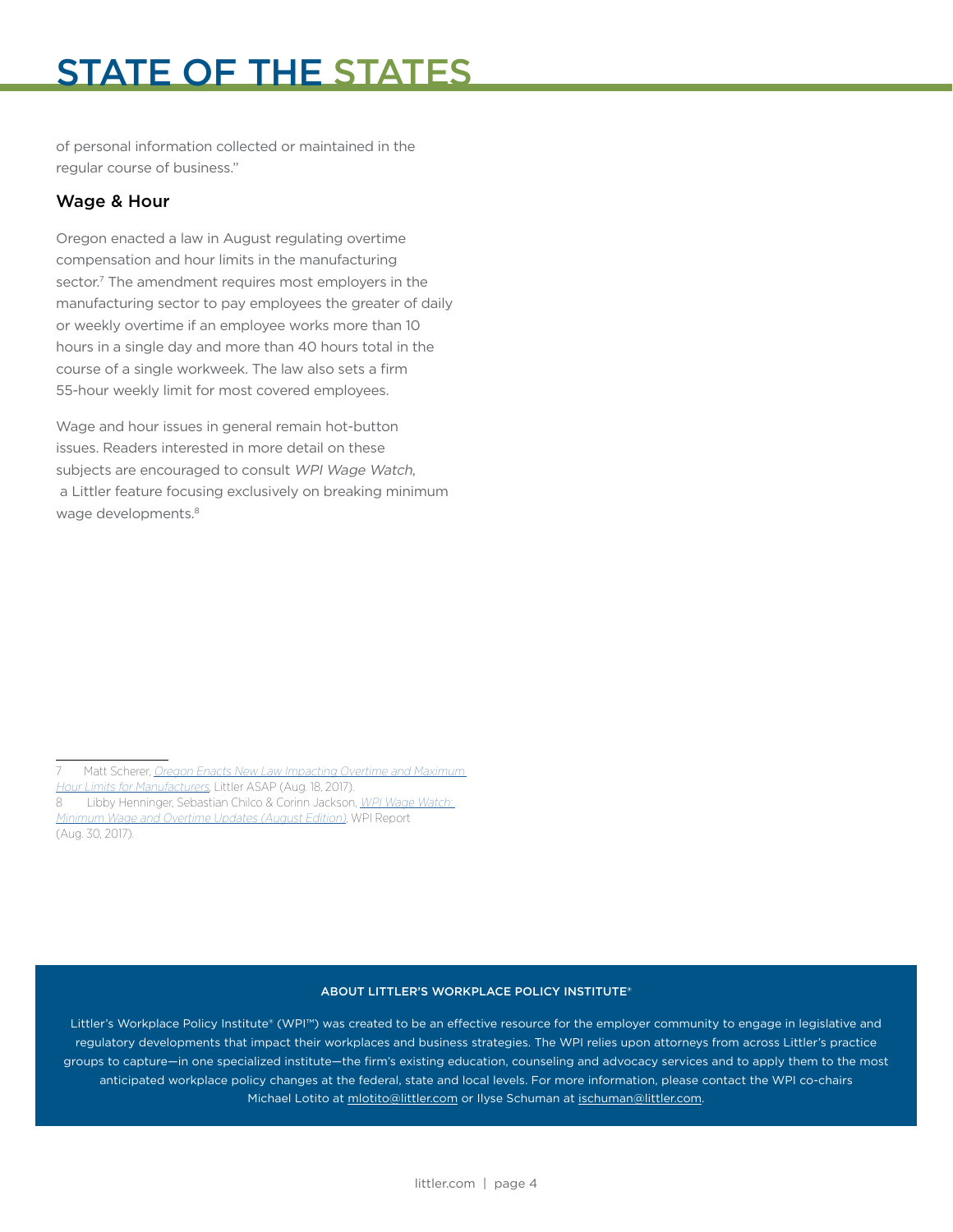of personal information collected or maintained in the regular course of business."

### Wage & Hour

Oregon enacted a law in August regulating overtime compensation and hour limits in the manufacturing sector.[7] The amendment requires most employers in the manufacturing sector to pay employees the greater of daily or weekly overtime if an employee works more than 10 hours in a single day and more than 40 hours total in the course of a single workweek. The law also sets a firm 55-hour weekly limit for most covered employees.

Wage and hour issues in general remain hot-button issues. Readers interested in more detail on these subjects are encouraged to consult *WPI Wage Watch*, a Littler feature focusing exclusively on breaking minimum wage developments.[8]

---

7 Matt Scherer, *Oregon Enacts New Law Impacting Overtime and Maximum Hour Limits for Manufacturers*, Littler ASAP (Aug. 18, 2017).

8 Libby Henninger, Sebastian Chilco & Corinn Jackson, *WPI Wage Watch: Minimum Wage and Overtime Updates (August Edition)*, WPI Report (Aug. 30, 2017).

**ABOUT LITTLER'S WORKPLACE POLICY INSTITUTE®**

Littler's Workplace Policy Institute® (WPI™) was created to be an effective resource for the employer community to engage in legislative and regulatory developments that impact their workplaces and business strategies. The WPI relies upon attorneys from across Littler's practice groups to capture—in one specialized institute—the firm's existing education, counseling and advocacy services and to apply them to the most anticipated workplace policy changes at the federal, state and local levels. For more information, please contact the WPI co-chairs Michael Lotito at mlotito@littler.com or Ilyse Schuman at ischuman@littler.com.